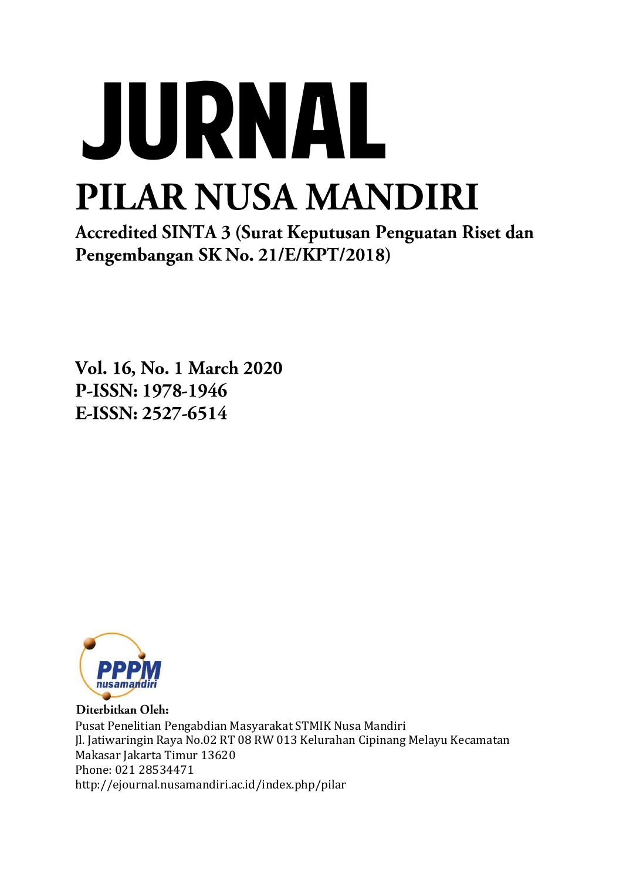# JURNAL

# PILAR NUSA MANDIRI

**Accredited SINTA 3 (Surat Keputusan Penguatan Riset dan Pengembangan SK No. 21/E/KPT/2018)**

**Vol. 16, No. 1 March 2020**
**P-ISSN: 1978-1946**
**E-ISSN: 2527-6514**

PPPM nusamandiri

**Diterbitkan Oleh:**
Pusat Penelitian Pengabdian Masyarakat STMIK Nusa Mandiri
Jl. Jatiwaringin Raya No.02 RT 08 RW 013 Kelurahan Cipinang Melayu Kecamatan Makasar Jakarta Timur 13620
Phone: 021 28534471
http://ejournal.nusamandiri.ac.id/index.php/pilar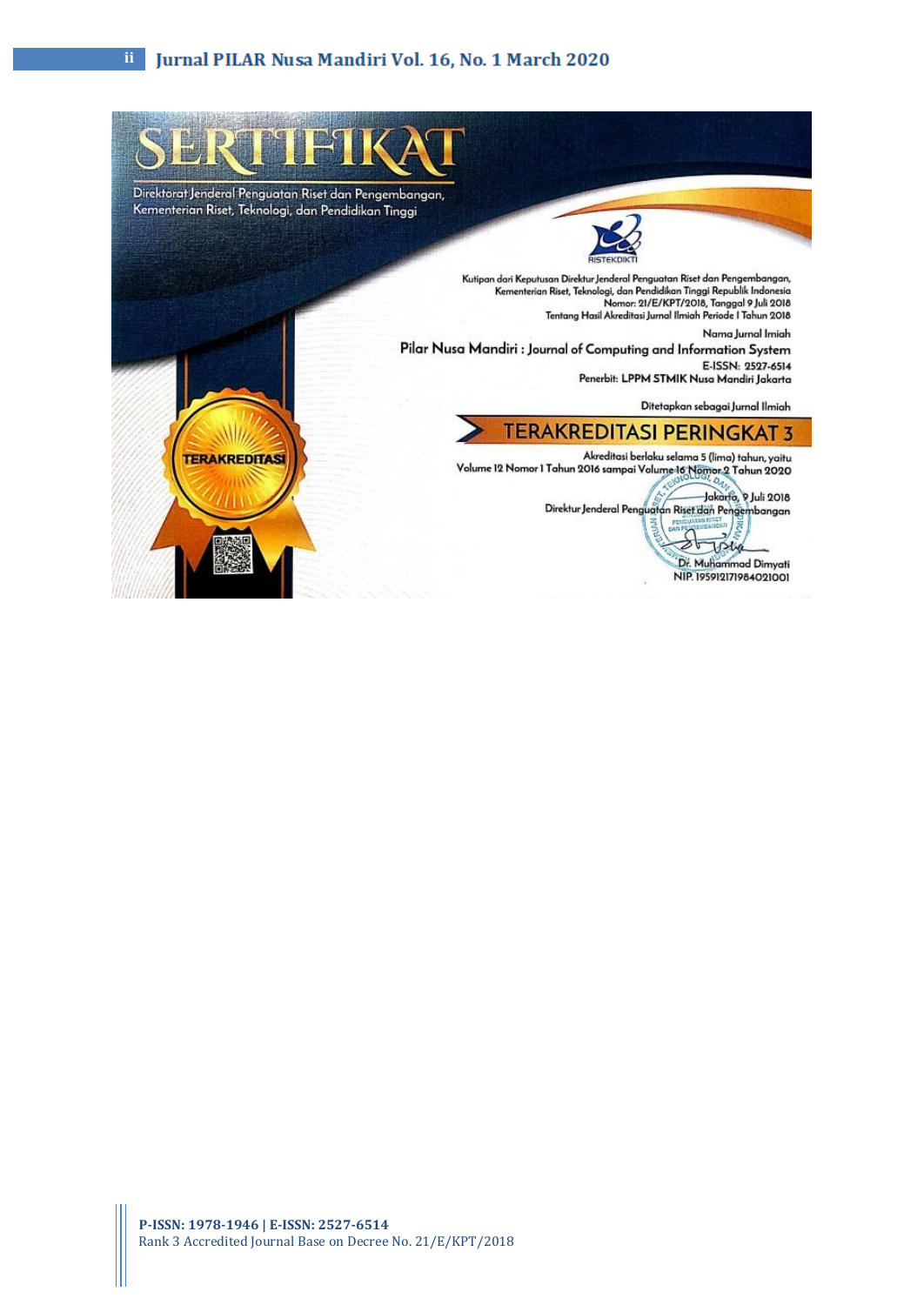# SERTIFIKAT

Direktorat Jenderal Penguatan Riset dan Pengembangan, Kementerian Riset, Teknologi, dan Pendidikan Tinggi

RISTEKDIKTI

Kutipan dari Keputusan Direktur Jenderal Penguatan Riset dan Pengembangan, Kementerian Riset, Teknologi, dan Pendidikan Tinggi Republik Indonesia
Nomor: 21/E/KPT/2018, Tanggal 9 Juli 2018
Tentang Hasil Akreditasi Jurnal Ilmiah Periode I Tahun 2018

Nama Jurnal Imiah

**Pilar Nusa Mandiri : Journal of Computing and Information System**

E-ISSN: 2527-6514

Penerbit: LPPM STMIK Nusa Mandiri Jakarta

Ditetapkan sebagai Jurnal Ilmiah

**TERAKREDITASI PERINGKAT 3**

Akreditasi berlaku selama 5 (lima) tahun, yaitu
Volume 12 Nomor 1 Tahun 2016 sampai Volume 16 Nomor 2 Tahun 2020

Jakarta, 9 Juli 2018
Direktur Jenderal Penguatan Riset dan Pengembangan

Dr. Muhammad Dimyati
NIP. 195912171984021001

TERAKREDITASI

**P-ISSN: 1978-1946 | E-ISSN: 2527-6514**
Rank 3 Accredited Journal Base on Decree No. 21/E/KPT/2018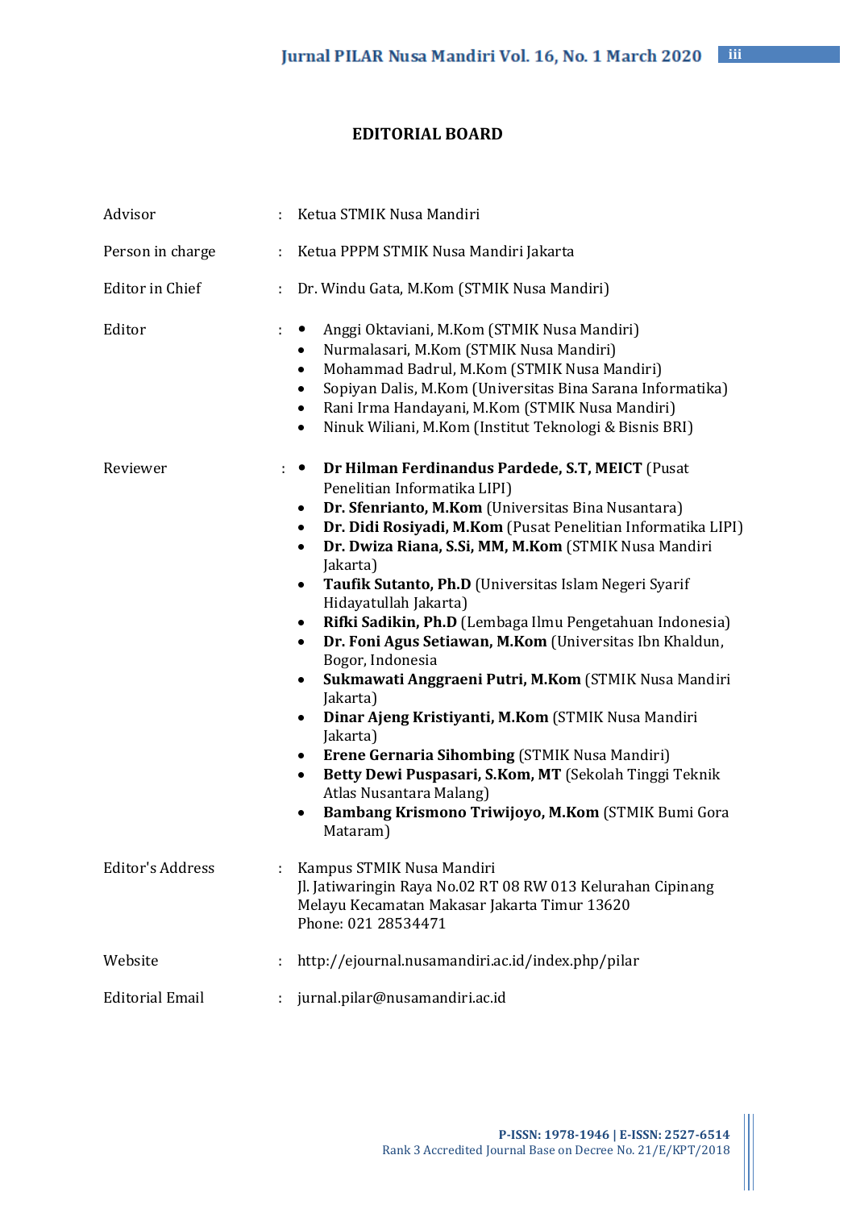## EDITORIAL BOARD

Advisor : Ketua STMIK Nusa Mandiri

Person in charge : Ketua PPPM STMIK Nusa Mandiri Jakarta

Editor in Chief : Dr. Windu Gata, M.Kom (STMIK Nusa Mandiri)

Editor :

- Anggi Oktaviani, M.Kom (STMIK Nusa Mandiri)
- Nurmalasari, M.Kom (STMIK Nusa Mandiri)
- Mohammad Badrul, M.Kom (STMIK Nusa Mandiri)
- Sopiyan Dalis, M.Kom (Universitas Bina Sarana Informatika)
- Rani Irma Handayani, M.Kom (STMIK Nusa Mandiri)
- Ninuk Wiliani, M.Kom (Institut Teknologi & Bisnis BRI)

Reviewer :

- **Dr Hilman Ferdinandus Pardede, S.T, MEICT** (Pusat Penelitian Informatika LIPI)
- **Dr. Sfenrianto, M.Kom** (Universitas Bina Nusantara)
- **Dr. Didi Rosiyadi, M.Kom** (Pusat Penelitian Informatika LIPI)
- **Dr. Dwiza Riana, S.Si, MM, M.Kom** (STMIK Nusa Mandiri Jakarta)
- **Taufik Sutanto, Ph.D** (Universitas Islam Negeri Syarif Hidayatullah Jakarta)
- **Rifki Sadikin, Ph.D** (Lembaga Ilmu Pengetahuan Indonesia)
- **Dr. Foni Agus Setiawan, M.Kom** (Universitas Ibn Khaldun, Bogor, Indonesia
- **Sukmawati Anggraeni Putri, M.Kom** (STMIK Nusa Mandiri Jakarta)
- **Dinar Ajeng Kristiyanti, M.Kom** (STMIK Nusa Mandiri Jakarta)
- **Erene Gernaria Sihombing** (STMIK Nusa Mandiri)
- **Betty Dewi Puspasari, S.Kom, MT** (Sekolah Tinggi Teknik Atlas Nusantara Malang)
- **Bambang Krismono Triwijoyo, M.Kom** (STMIK Bumi Gora Mataram)

Editor's Address : Kampus STMIK Nusa Mandiri
Jl. Jatiwaringin Raya No.02 RT 08 RW 013 Kelurahan Cipinang Melayu Kecamatan Makasar Jakarta Timur 13620
Phone: 021 28534471

Website : http://ejournal.nusamandiri.ac.id/index.php/pilar

Editorial Email : jurnal.pilar@nusamandiri.ac.id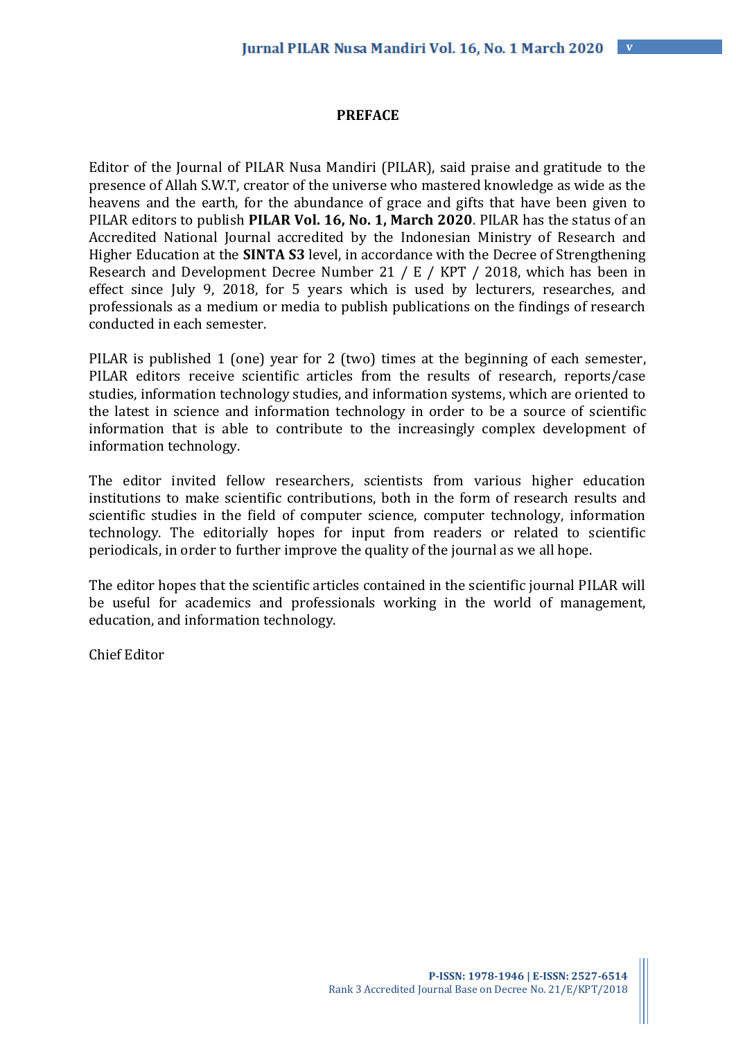## PREFACE

Editor of the Journal of PILAR Nusa Mandiri (PILAR), said praise and gratitude to the presence of Allah S.W.T, creator of the universe who mastered knowledge as wide as the heavens and the earth, for the abundance of grace and gifts that have been given to PILAR editors to publish **PILAR Vol. 16, No. 1, March 2020**. PILAR has the status of an Accredited National Journal accredited by the Indonesian Ministry of Research and Higher Education at the **SINTA S3** level, in accordance with the Decree of Strengthening Research and Development Decree Number 21 / E / KPT / 2018, which has been in effect since July 9, 2018, for 5 years which is used by lecturers, researches, and professionals as a medium or media to publish publications on the findings of research conducted in each semester.

PILAR is published 1 (one) year for 2 (two) times at the beginning of each semester, PILAR editors receive scientific articles from the results of research, reports/case studies, information technology studies, and information systems, which are oriented to the latest in science and information technology in order to be a source of scientific information that is able to contribute to the increasingly complex development of information technology.

The editor invited fellow researchers, scientists from various higher education institutions to make scientific contributions, both in the form of research results and scientific studies in the field of computer science, computer technology, information technology. The editorially hopes for input from readers or related to scientific periodicals, in order to further improve the quality of the journal as we all hope.

The editor hopes that the scientific articles contained in the scientific journal PILAR will be useful for academics and professionals working in the world of management, education, and information technology.

Chief Editor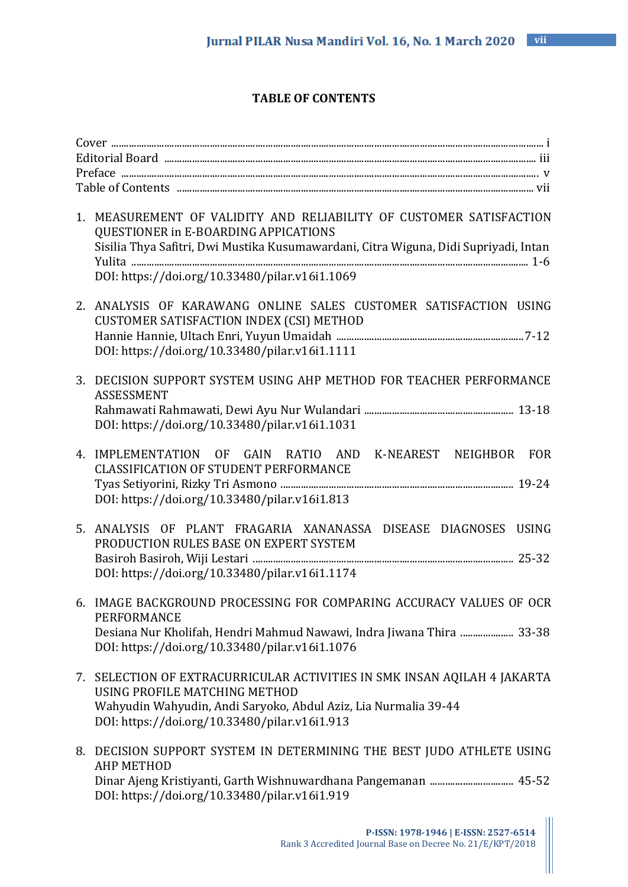## TABLE OF CONTENTS

Cover ........................................................................................................ i
Editorial Board ........................................................................................ iii
Preface ...................................................................................................... v
Table of Contents ..................................................................................... vii

1. MEASUREMENT OF VALIDITY AND RELIABILITY OF CUSTOMER SATISFACTION QUESTIONER in E-BOARDING APPICATIONS
   Sisilia Thya Safitri, Dwi Mustika Kusumawardani, Citra Wiguna, Didi Supriyadi, Intan Yulita ........................................................................ 1-6
   DOI: https://doi.org/10.33480/pilar.v16i1.1069

2. ANALYSIS OF KARAWANG ONLINE SALES CUSTOMER SATISFACTION USING CUSTOMER SATISFACTION INDEX (CSI) METHOD
   Hannie Hannie, Ultach Enri, Yuyun Umaidah ..........................................7-12
   DOI: https://doi.org/10.33480/pilar.v16i1.1111

3. DECISION SUPPORT SYSTEM USING AHP METHOD FOR TEACHER PERFORMANCE ASSESSMENT
   Rahmawati Rahmawati, Dewi Ayu Nur Wulandari ................................. 13-18
   DOI: https://doi.org/10.33480/pilar.v16i1.1031

4. IMPLEMENTATION OF GAIN RATIO AND K-NEAREST NEIGHBOR FOR CLASSIFICATION OF STUDENT PERFORMANCE
   Tyas Setiyorini, Rizky Tri Asmono .......................................................... 19-24
   DOI: https://doi.org/10.33480/pilar.v16i1.813

5. ANALYSIS OF PLANT FRAGARIA XANANASSA DISEASE DIAGNOSES USING PRODUCTION RULES BASE ON EXPERT SYSTEM
   Basiroh Basiroh, Wiji Lestari .................................................................. 25-32
   DOI: https://doi.org/10.33480/pilar.v16i1.1174

6. IMAGE BACKGROUND PROCESSING FOR COMPARING ACCURACY VALUES OF OCR PERFORMANCE
   Desiana Nur Kholifah, Hendri Mahmud Nawawi, Indra Jiwana Thira ..................... 33-38
   DOI: https://doi.org/10.33480/pilar.v16i1.1076

7. SELECTION OF EXTRACURRICULAR ACTIVITIES IN SMK INSAN AQILAH 4 JAKARTA USING PROFILE MATCHING METHOD
   Wahyudin Wahyudin, Andi Saryoko, Abdul Aziz, Lia Nurmalia 39-44
   DOI: https://doi.org/10.33480/pilar.v16i1.913

8. DECISION SUPPORT SYSTEM IN DETERMINING THE BEST JUDO ATHLETE USING AHP METHOD
   Dinar Ajeng Kristiyanti, Garth Wishnuwardhana Pangemanan ................................ 45-52
   DOI: https://doi.org/10.33480/pilar.v16i1.919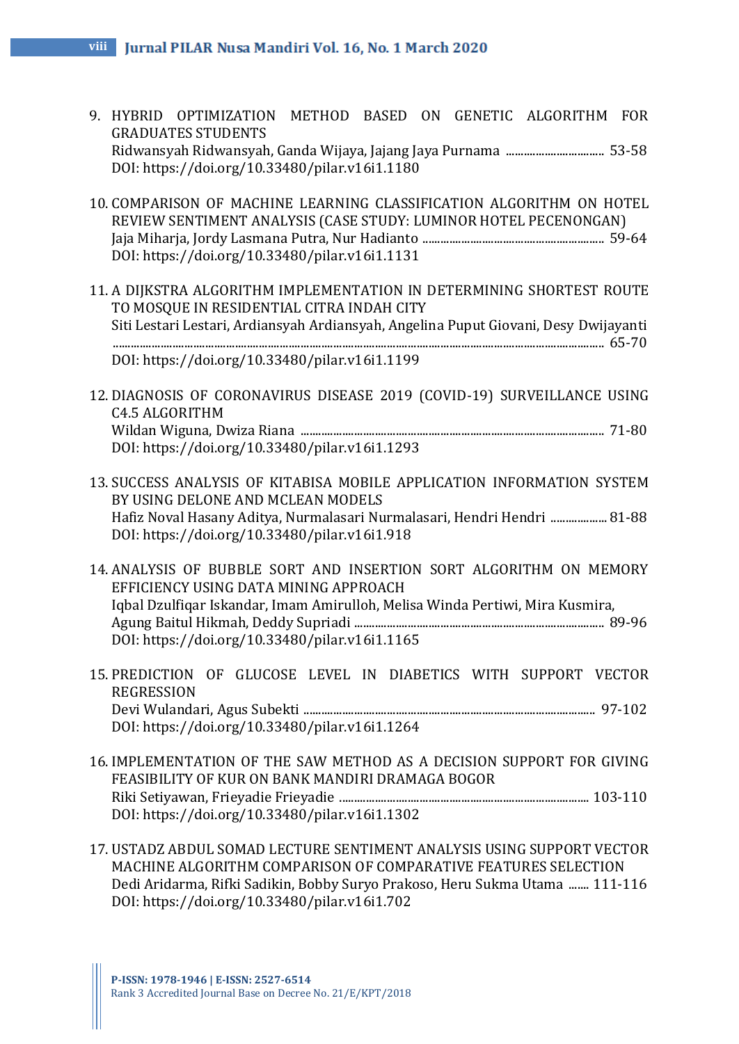9. HYBRID OPTIMIZATION METHOD BASED ON GENETIC ALGORITHM FOR GRADUATES STUDENTS
   Ridwansyah Ridwansyah, Ganda Wijaya, Jajang Jaya Purnama ................................ 53-58
   DOI: https://doi.org/10.33480/pilar.v16i1.1180

10. COMPARISON OF MACHINE LEARNING CLASSIFICATION ALGORITHM ON HOTEL REVIEW SENTIMENT ANALYSIS (CASE STUDY: LUMINOR HOTEL PECENONGAN)
    Jaja Miharja, Jordy Lasmana Putra, Nur Hadianto ............................................................ 59-64
    DOI: https://doi.org/10.33480/pilar.v16i1.1131

11. A DIJKSTRA ALGORITHM IMPLEMENTATION IN DETERMINING SHORTEST ROUTE TO MOSQUE IN RESIDENTIAL CITRA INDAH CITY
    Siti Lestari Lestari, Ardiansyah Ardiansyah, Angelina Puput Giovani, Desy Dwijayanti ........................................................................................................................................................... 65-70
    DOI: https://doi.org/10.33480/pilar.v16i1.1199

12. DIAGNOSIS OF CORONAVIRUS DISEASE 2019 (COVID-19) SURVEILLANCE USING C4.5 ALGORITHM
    Wildan Wiguna, Dwiza Riana ..................................................................................................... 71-80
    DOI: https://doi.org/10.33480/pilar.v16i1.1293

13. SUCCESS ANALYSIS OF KITABISA MOBILE APPLICATION INFORMATION SYSTEM BY USING DELONE AND MCLEAN MODELS
    Hafiz Noval Hasany Aditya, Nurmalasari Nurmalasari, Hendri Hendri .................. 81-88
    DOI: https://doi.org/10.33480/pilar.v16i1.918

14. ANALYSIS OF BUBBLE SORT AND INSERTION SORT ALGORITHM ON MEMORY EFFICIENCY USING DATA MINING APPROACH
    Iqbal Dzulfiqar Iskandar, Imam Amirulloh, Melisa Winda Pertiwi, Mira Kusmira, Agung Baitul Hikmah, Deddy Supriadi .................................................................................. 89-96
    DOI: https://doi.org/10.33480/pilar.v16i1.1165

15. PREDICTION OF GLUCOSE LEVEL IN DIABETICS WITH SUPPORT VECTOR REGRESSION
    Devi Wulandari, Agus Subekti ................................................................................................ 97-102
    DOI: https://doi.org/10.33480/pilar.v16i1.1264

16. IMPLEMENTATION OF THE SAW METHOD AS A DECISION SUPPORT FOR GIVING FEASIBILITY OF KUR ON BANK MANDIRI DRAMAGA BOGOR
    Riki Setiyawan, Frieyadie Frieyadie .................................................................................... 103-110
    DOI: https://doi.org/10.33480/pilar.v16i1.1302

17. USTADZ ABDUL SOMAD LECTURE SENTIMENT ANALYSIS USING SUPPORT VECTOR MACHINE ALGORITHM COMPARISON OF COMPARATIVE FEATURES SELECTION
    Dedi Aridarma, Rifki Sadikin, Bobby Suryo Prakoso, Heru Sukma Utama ....... 111-116
    DOI: https://doi.org/10.33480/pilar.v16i1.702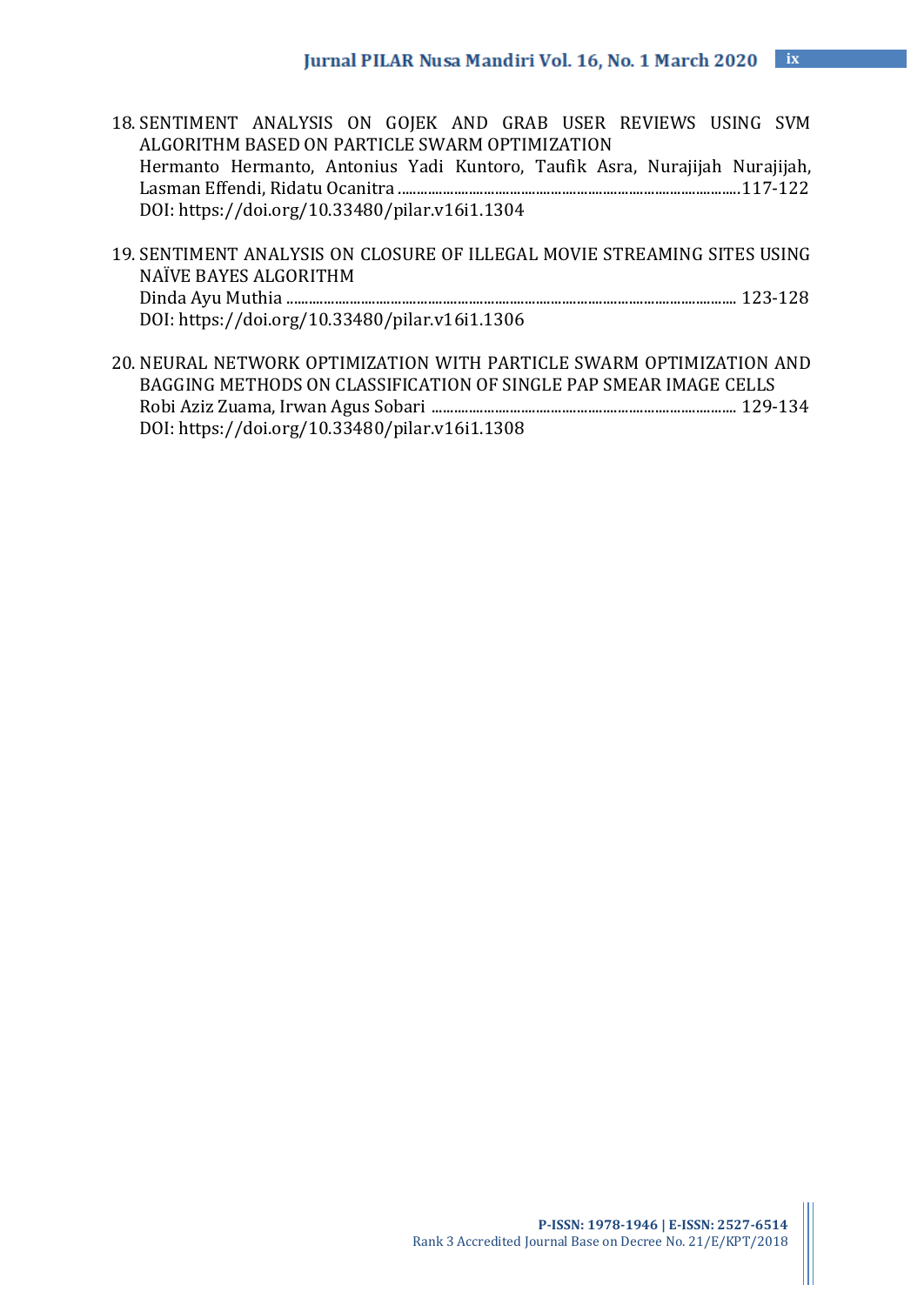18. SENTIMENT ANALYSIS ON GOJEK AND GRAB USER REVIEWS USING SVM ALGORITHM BASED ON PARTICLE SWARM OPTIMIZATION
    Hermanto Hermanto, Antonius Yadi Kuntoro, Taufik Asra, Nurajijah Nurajijah, Lasman Effendi, Ridatu Ocanitra ........................................................................................117-122
    DOI: https://doi.org/10.33480/pilar.v16i1.1304

19. SENTIMENT ANALYSIS ON CLOSURE OF ILLEGAL MOVIE STREAMING SITES USING NAÏVE BAYES ALGORITHM
    Dinda Ayu Muthia ........................................................................................................................ 123-128
    DOI: https://doi.org/10.33480/pilar.v16i1.1306

20. NEURAL NETWORK OPTIMIZATION WITH PARTICLE SWARM OPTIMIZATION AND BAGGING METHODS ON CLASSIFICATION OF SINGLE PAP SMEAR IMAGE CELLS
    Robi Aziz Zuama, Irwan Agus Sobari .................................................................................. 129-134
    DOI: https://doi.org/10.33480/pilar.v16i1.1308